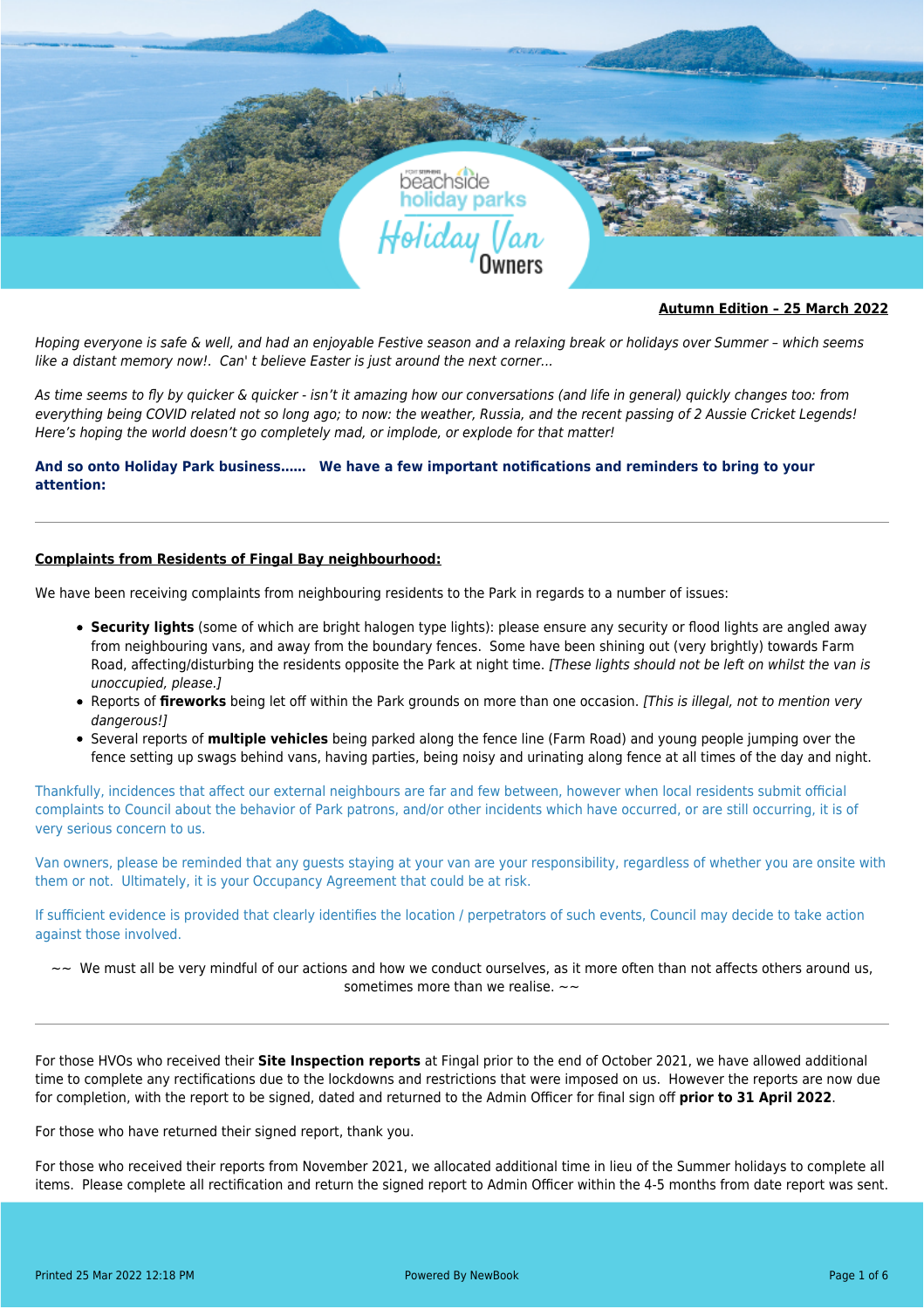**Autumn Edition – 25 March 2022**

*Hoping everyone is safe & well, and had an enjoyable Festive season and a relaxing break or holidays over Summer – which seems like a distant memory now!. Can' t believe Easter is just around the next corner...*

*As time seems to fly by quicker & quicker - isn't it amazing how our conversations (and life in general) quickly changes too: from everything being COVID related not so long ago; to now: the weather, Russia, and the recent passing of 2 Aussie Cricket Legends! Here's hoping the world doesn't go completely mad, or implode, or explode for that matter!*

**And so onto Holiday Park business...... We have a few important notifications and reminders to bring to your attention:**

---

**Complaints from Residents of Fingal Bay neighbourhood:**

We have been receiving complaints from neighbouring residents to the Park in regards to a number of issues:

- **Security lights** (some of which are bright halogen type lights): please ensure any security or flood lights are angled away from neighbouring vans, and away from the boundary fences. Some have been shining out (very brightly) towards Farm Road, affecting/disturbing the residents opposite the Park at night time. *[These lights should not be left on whilst the van is unoccupied, please.]*
- Reports of **fireworks** being let off within the Park grounds on more than one occasion. *[This is illegal, not to mention very dangerous!]*
- Several reports of **multiple vehicles** being parked along the fence line (Farm Road) and young people jumping over the fence setting up swags behind vans, having parties, being noisy and urinating along fence at all times of the day and night.

Thankfully, incidences that affect our external neighbours are far and few between, however when local residents submit official complaints to Council about the behavior of Park patrons, and/or other incidents which have occurred, or are still occurring, it is of very serious concern to us.

Van owners, please be reminded that any guests staying at your van are your responsibility, regardless of whether you are onsite with them or not. Ultimately, it is your Occupancy Agreement that could be at risk.

If sufficient evidence is provided that clearly identifies the location / perpetrators of such events, Council may decide to take action against those involved.

~~ We must all be very mindful of our actions and how we conduct ourselves, as it more often than not affects others around us, sometimes more than we realise. ~~

---

For those HVOs who received their **Site Inspection reports** at Fingal prior to the end of October 2021, we have allowed additional time to complete any rectifications due to the lockdowns and restrictions that were imposed on us. However the reports are now due for completion, with the report to be signed, dated and returned to the Admin Officer for final sign off **prior to 31 April 2022**.

For those who have returned their signed report, thank you.

For those who received their reports from November 2021, we allocated additional time in lieu of the Summer holidays to complete all items. Please complete all rectification and return the signed report to Admin Officer within the 4-5 months from date report was sent.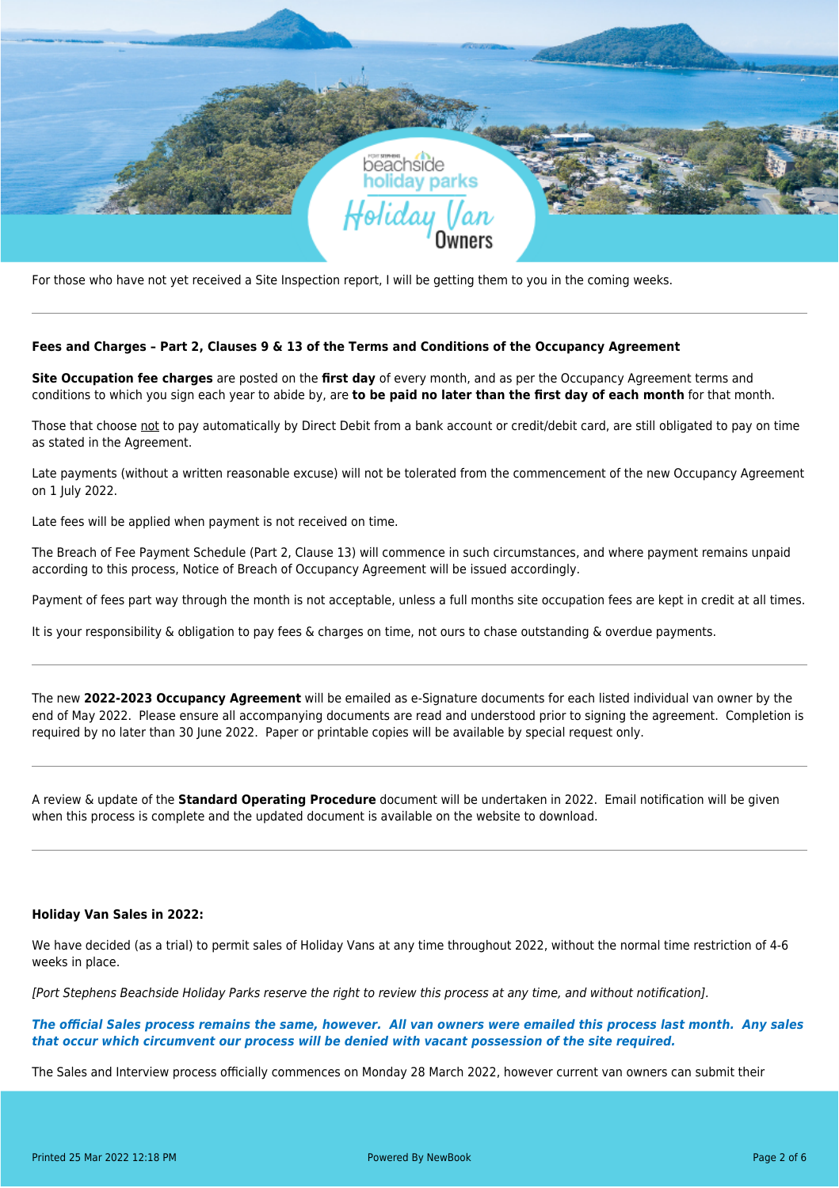For those who have not yet received a Site Inspection report, I will be getting them to you in the coming weeks.

---

**Fees and Charges – Part 2, Clauses 9 & 13 of the Terms and Conditions of the Occupancy Agreement**

**Site Occupation fee charges** are posted on the **first day** of every month, and as per the Occupancy Agreement terms and conditions to which you sign each year to abide by, are **to be paid no later than the first day of each month** for that month.

Those that choose not to pay automatically by Direct Debit from a bank account or credit/debit card, are still obligated to pay on time as stated in the Agreement.

Late payments (without a written reasonable excuse) will not be tolerated from the commencement of the new Occupancy Agreement on 1 July 2022.

Late fees will be applied when payment is not received on time.

The Breach of Fee Payment Schedule (Part 2, Clause 13) will commence in such circumstances, and where payment remains unpaid according to this process, Notice of Breach of Occupancy Agreement will be issued accordingly.

Payment of fees part way through the month is not acceptable, unless a full months site occupation fees are kept in credit at all times.

It is your responsibility & obligation to pay fees & charges on time, not ours to chase outstanding & overdue payments.

---

The new **2022-2023 Occupancy Agreement** will be emailed as e-Signature documents for each listed individual van owner by the end of May 2022. Please ensure all accompanying documents are read and understood prior to signing the agreement. Completion is required by no later than 30 June 2022. Paper or printable copies will be available by special request only.

---

A review & update of the **Standard Operating Procedure** document will be undertaken in 2022. Email notification will be given when this process is complete and the updated document is available on the website to download.

---

**Holiday Van Sales in 2022:**

We have decided (as a trial) to permit sales of Holiday Vans at any time throughout 2022, without the normal time restriction of 4-6 weeks in place.

*[Port Stephens Beachside Holiday Parks reserve the right to review this process at any time, and without notification].*

***The official Sales process remains the same, however. All van owners were emailed this process last month. Any sales that occur which circumvent our process will be denied with vacant possession of the site required.***

The Sales and Interview process officially commences on Monday 28 March 2022, however current van owners can submit their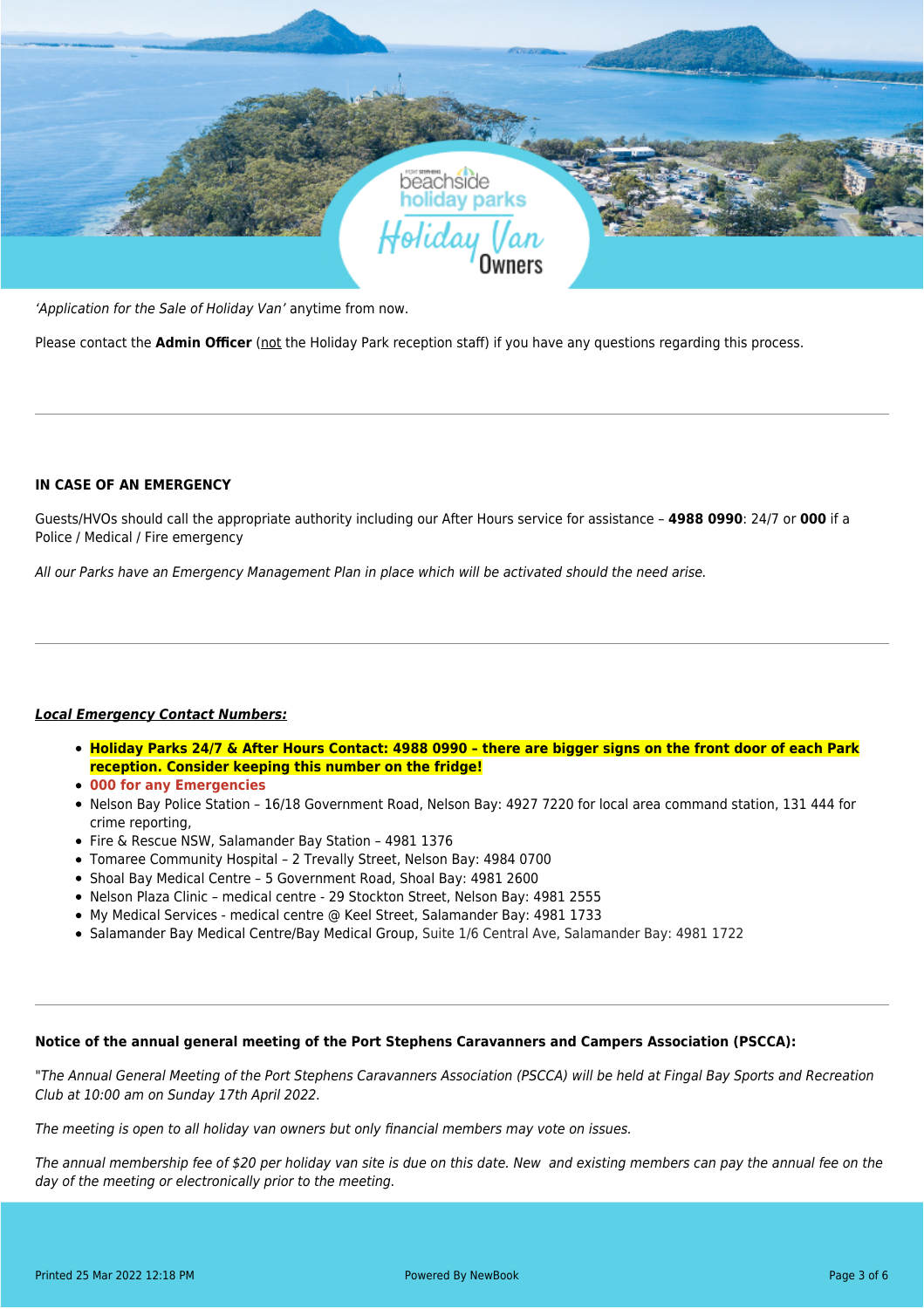*'Application for the Sale of Holiday Van'* anytime from now.

Please contact the **Admin Officer** (not the Holiday Park reception staff) if you have any questions regarding this process.

---

**IN CASE OF AN EMERGENCY**

Guests/HVOs should call the appropriate authority including our After Hours service for assistance – **4988 0990**: 24/7 or **000** if a Police / Medical / Fire emergency

*All our Parks have an Emergency Management Plan in place which will be activated should the need arise.*

---

***Local Emergency Contact Numbers:***

- **Holiday Parks 24/7 & After Hours Contact: 4988 0990 – there are bigger signs on the front door of each Park reception. Consider keeping this number on the fridge!**
- **000 for any Emergencies**
- Nelson Bay Police Station – 16/18 Government Road, Nelson Bay: 4927 7220 for local area command station, 131 444 for crime reporting,
- Fire & Rescue NSW, Salamander Bay Station – 4981 1376
- Tomaree Community Hospital – 2 Trevally Street, Nelson Bay: 4984 0700
- Shoal Bay Medical Centre – 5 Government Road, Shoal Bay: 4981 2600
- Nelson Plaza Clinic – medical centre - 29 Stockton Street, Nelson Bay: 4981 2555
- My Medical Services - medical centre @ Keel Street, Salamander Bay: 4981 1733
- Salamander Bay Medical Centre/Bay Medical Group, Suite 1/6 Central Ave, Salamander Bay: 4981 1722

---

**Notice of the annual general meeting of the Port Stephens Caravanners and Campers Association (PSCCA):**

*"The Annual General Meeting of the Port Stephens Caravanners Association (PSCCA) will be held at Fingal Bay Sports and Recreation Club at 10:00 am on Sunday 17th April 2022.*

*The meeting is open to all holiday van owners but only financial members may vote on issues.*

*The annual membership fee of $20 per holiday van site is due on this date. New and existing members can pay the annual fee on the day of the meeting or electronically prior to the meeting.*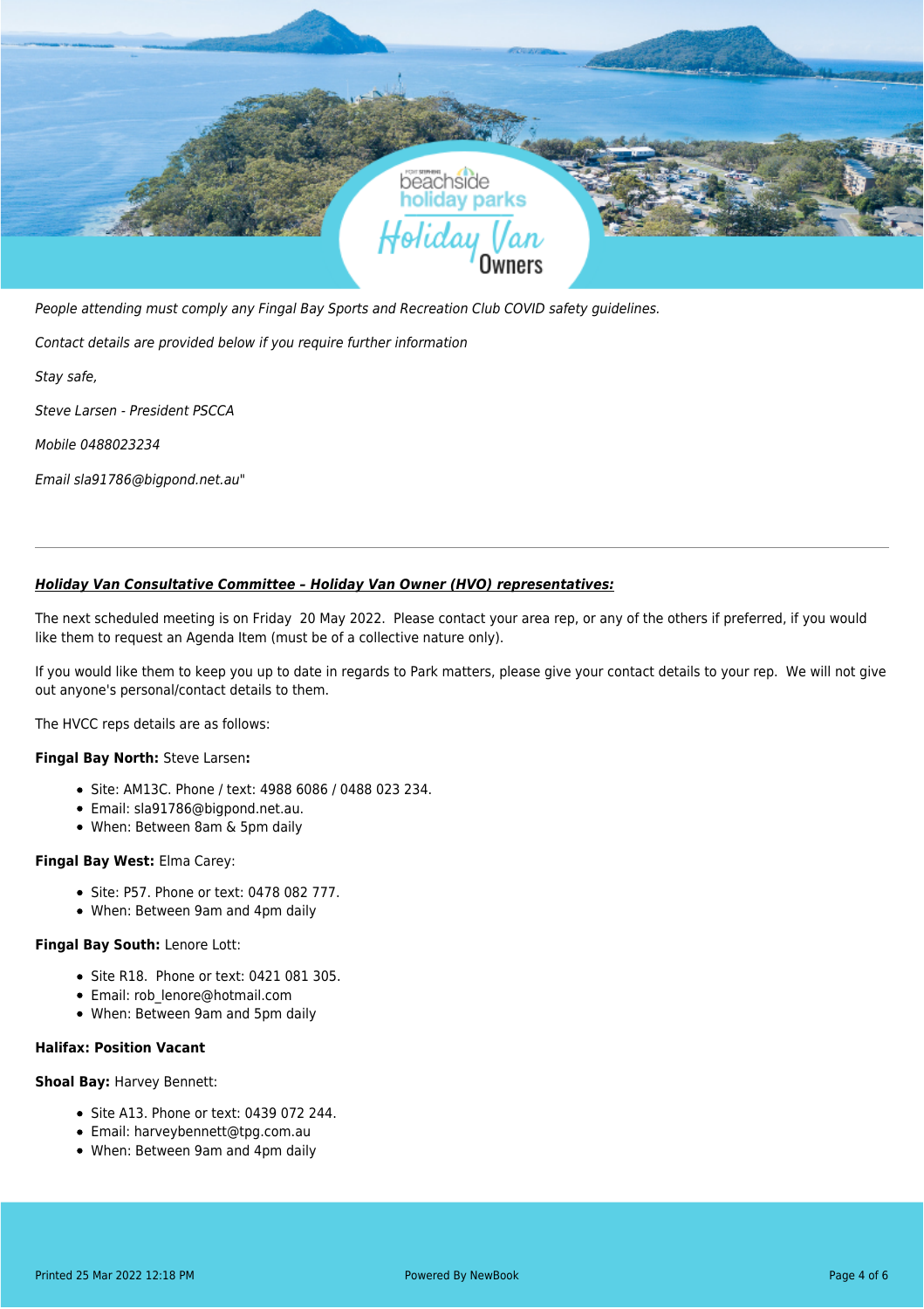*People attending must comply any Fingal Bay Sports and Recreation Club COVID safety guidelines.*

*Contact details are provided below if you require further information*

*Stay safe,*

*Steve Larsen - President PSCCA*

*Mobile 0488023234*

*Email sla91786@bigpond.net.au*"

---

***Holiday Van Consultative Committee - Holiday Van Owner (HVO) representatives:***

The next scheduled meeting is on Friday  20 May 2022.  Please contact your area rep, or any of the others if preferred, if you would like them to request an Agenda Item (must be of a collective nature only).

If you would like them to keep you up to date in regards to Park matters, please give your contact details to your rep.  We will not give out anyone's personal/contact details to them.

The HVCC reps details are as follows:

**Fingal Bay North:** Steve Larsen**:**

- Site: AM13C. Phone / text: 4988 6086 / 0488 023 234.
- Email: sla91786@bigpond.net.au.
- When: Between 8am & 5pm daily

**Fingal Bay West:** Elma Carey:

- Site: P57. Phone or text: 0478 082 777.
- When: Between 9am and 4pm daily

**Fingal Bay South:** Lenore Lott:

- Site R18.  Phone or text: 0421 081 305.
- Email: rob_lenore@hotmail.com
- When: Between 9am and 5pm daily

**Halifax: Position Vacant**

**Shoal Bay:** Harvey Bennett:

- Site A13. Phone or text: 0439 072 244.
- Email: harveybennett@tpg.com.au
- When: Between 9am and 4pm daily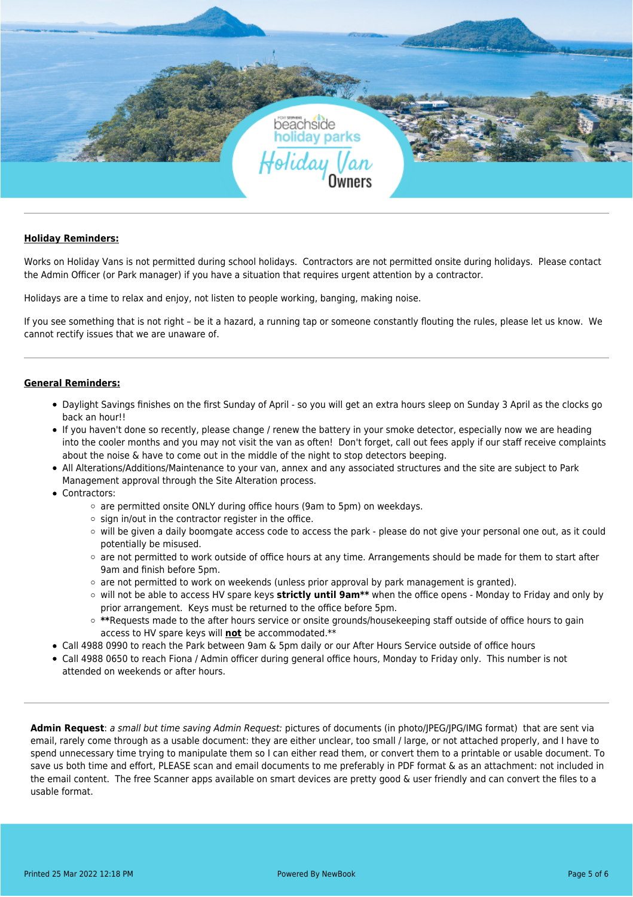---

**Holiday Reminders:**

Works on Holiday Vans is not permitted during school holidays. Contractors are not permitted onsite during holidays. Please contact the Admin Officer (or Park manager) if you have a situation that requires urgent attention by a contractor.

Holidays are a time to relax and enjoy, not listen to people working, banging, making noise.

If you see something that is not right – be it a hazard, a running tap or someone constantly flouting the rules, please let us know. We cannot rectify issues that we are unaware of.

---

**General Reminders:**

- Daylight Savings finishes on the first Sunday of April - so you will get an extra hours sleep on Sunday 3 April as the clocks go back an hour!!
- If you haven't done so recently, please change / renew the battery in your smoke detector, especially now we are heading into the cooler months and you may not visit the van as often! Don't forget, call out fees apply if our staff receive complaints about the noise & have to come out in the middle of the night to stop detectors beeping.
- All Alterations/Additions/Maintenance to your van, annex and any associated structures and the site are subject to Park Management approval through the Site Alteration process.
- Contractors:
  - are permitted onsite ONLY during office hours (9am to 5pm) on weekdays.
  - sign in/out in the contractor register in the office.
  - will be given a daily boomgate access code to access the park - please do not give your personal one out, as it could potentially be misused.
  - are not permitted to work outside of office hours at any time. Arrangements should be made for them to start after 9am and finish before 5pm.
  - are not permitted to work on weekends (unless prior approval by park management is granted).
  - will not be able to access HV spare keys **strictly until 9am**** when the office opens - Monday to Friday and only by prior arrangement. Keys must be returned to the office before 5pm.
  - ****Requests made to the after hours service or onsite grounds/housekeeping staff outside of office hours to gain access to HV spare keys will **not** be accommodated.****
- Call 4988 0990 to reach the Park between 9am & 5pm daily or our After Hours Service outside of office hours
- Call 4988 0650 to reach Fiona / Admin officer during general office hours, Monday to Friday only. This number is not attended on weekends or after hours.

---

**Admin Request**: *a small but time saving Admin Request:* pictures of documents (in photo/JPEG/JPG/IMG format) that are sent via email, rarely come through as a usable document: they are either unclear, too small / large, or not attached properly, and I have to spend unnecessary time trying to manipulate them so I can either read them, or convert them to a printable or usable document. To save us both time and effort, PLEASE scan and email documents to me preferably in PDF format & as an attachment: not included in the email content. The free Scanner apps available on smart devices are pretty good & user friendly and can convert the files to a usable format.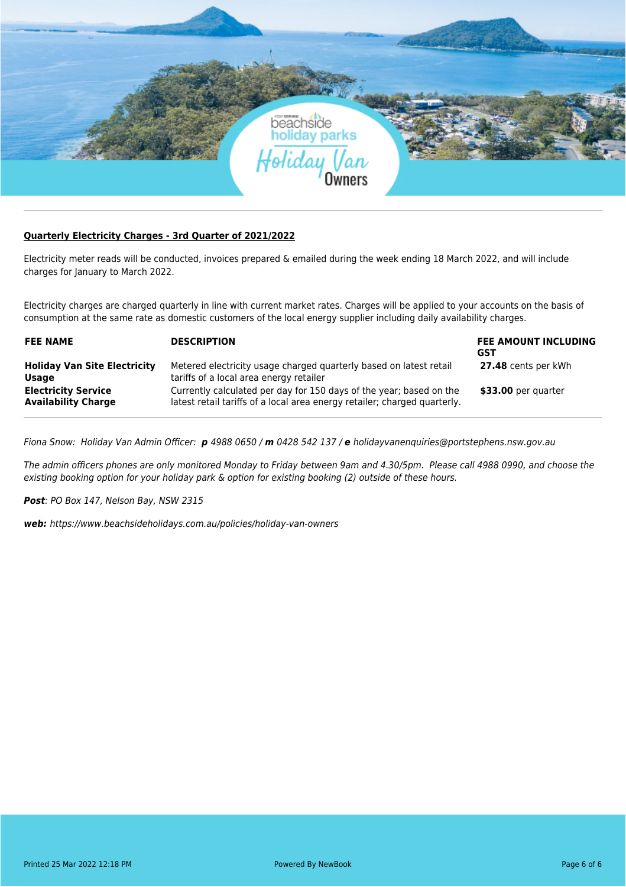**Quarterly Electricity Charges - 3rd Quarter of 2021/2022**

Electricity meter reads will be conducted, invoices prepared & emailed during the week ending 18 March 2022, and will include charges for January to March 2022.

Electricity charges are charged quarterly in line with current market rates. Charges will be applied to your accounts on the basis of consumption at the same rate as domestic customers of the local energy supplier including daily availability charges.

| FEE NAME | DESCRIPTION | FEE AMOUNT INCLUDING GST |
|---|---|---|
| **Holiday Van Site Electricity Usage** | Metered electricity usage charged quarterly based on latest retail tariffs of a local area energy retailer | **27.48** cents per kWh |
| **Electricity Service Availability Charge** | Currently calculated per day for 150 days of the year; based on the latest retail tariffs of a local area energy retailer; charged quarterly. | **$33.00** per quarter |

*Fiona Snow: Holiday Van Admin Officer:* ***p*** *4988 0650 /* ***m*** *0428 542 137 /* ***e*** *holidayvanenquiries@portstephens.nsw.gov.au*

*The admin officers phones are only monitored Monday to Friday between 9am and 4.30/5pm. Please call 4988 0990, and choose the existing booking option for your holiday park & option for existing booking (2) outside of these hours.*

***Post****: PO Box 147, Nelson Bay, NSW 2315*

***web:*** *https://www.beachsideholidays.com.au/policies/holiday-van-owners*